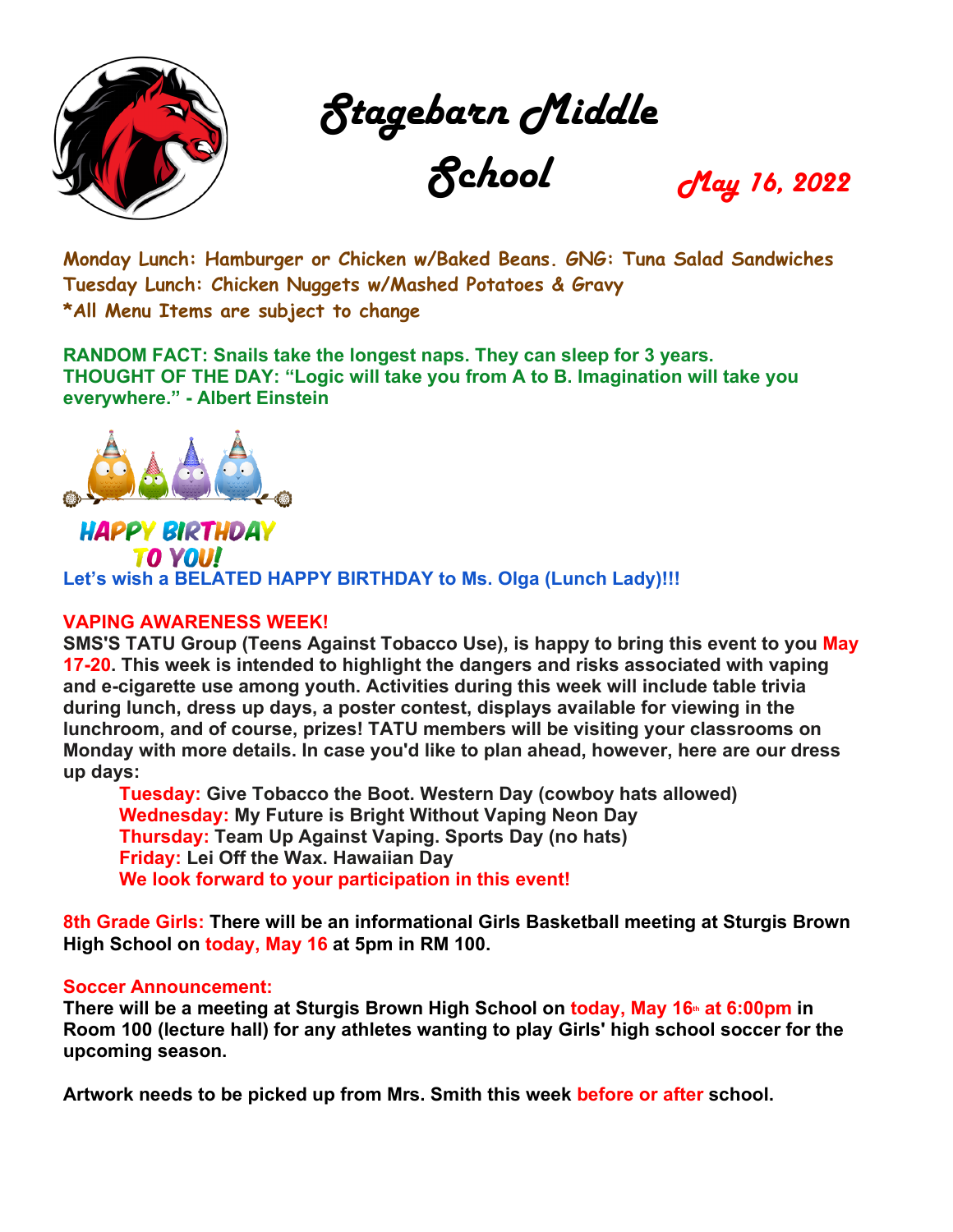# Stagebarn Middle School

**May 16, 2022**

**Monday Lunch: Hamburger or Chicken w/Baked Beans. GNG: Tuna Salad Sandwiches**
**Tuesday Lunch: Chicken Nuggets w/Mashed Potatoes & Gravy**
***All Menu Items are subject to change**

**RANDOM FACT: Snails take the longest naps. They can sleep for 3 years.**
**THOUGHT OF THE DAY: "Logic will take you from A to B. Imagination will take you everywhere." - Albert Einstein**

**HAPPY BIRTHDAY TO YOU!**

**Let's wish a BELATED HAPPY BIRTHDAY to Ms. Olga (Lunch Lady)!!!**

**VAPING AWARENESS WEEK!**

**SMS'S TATU Group (Teens Against Tobacco Use), is happy to bring this event to you May 17-20. This week is intended to highlight the dangers and risks associated with vaping and e-cigarette use among youth. Activities during this week will include table trivia during lunch, dress up days, a poster contest, displays available for viewing in the lunchroom, and of course, prizes! TATU members will be visiting your classrooms on Monday with more details. In case you'd like to plan ahead, however, here are our dress up days:**

- **Tuesday:** **Give Tobacco the Boot. Western Day (cowboy hats allowed)**
- **Wednesday:** **My Future is Bright Without Vaping Neon Day**
- **Thursday:** **Team Up Against Vaping. Sports Day (no hats)**
- **Friday:** **Lei Off the Wax. Hawaiian Day**

**We look forward to your participation in this event!**

**8th Grade Girls:** **There will be an informational Girls Basketball meeting at Sturgis Brown High School on today, May 16 at 5pm in RM 100.**

**Soccer Announcement:**

**There will be a meeting at Sturgis Brown High School on today, May 16th at 6:00pm in Room 100 (lecture hall) for any athletes wanting to play Girls' high school soccer for the upcoming season.**

**Artwork needs to be picked up from Mrs. Smith this week before or after school.**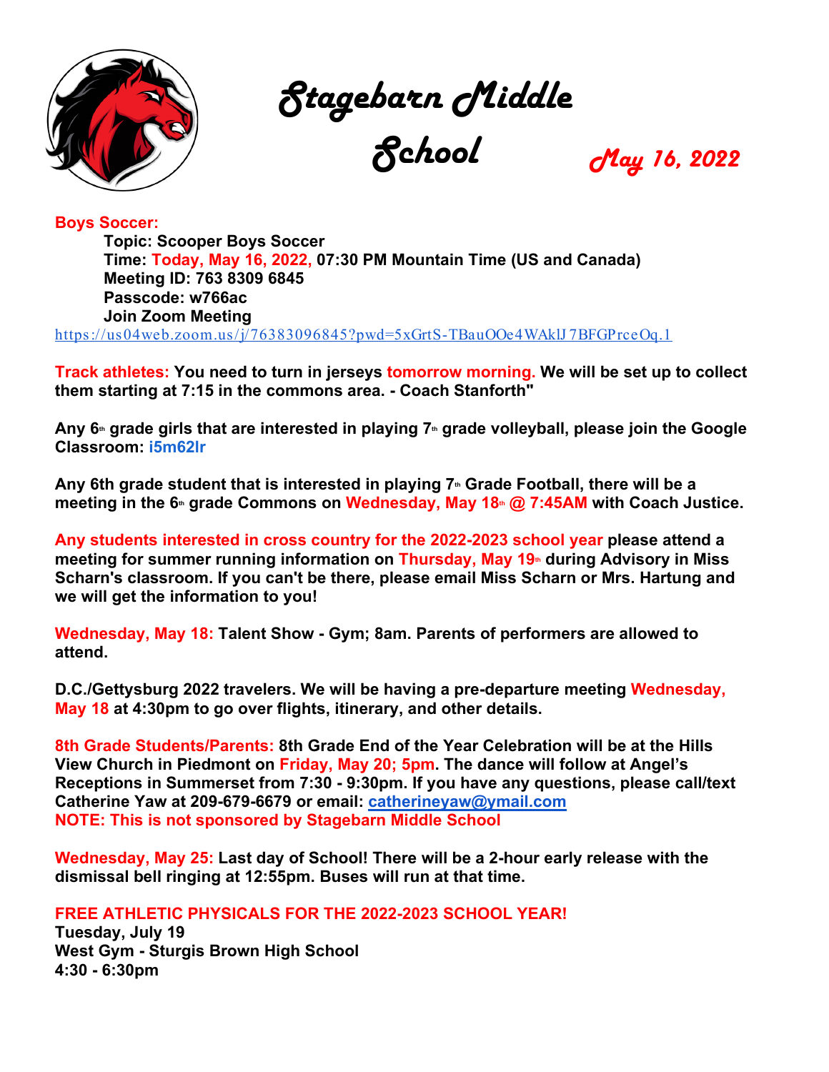# Stagebarn Middle School

*May 16, 2022*

**Boys Soccer:**

**Topic: Scooper Boys Soccer**
**Time: Today, May 16, 2022, 07:30 PM Mountain Time (US and Canada)**
**Meeting ID: 763 8309 6845**
**Passcode: w766ac**
**Join Zoom Meeting**
https://us04web.zoom.us/j/76383096845?pwd=5xGrtS-TBauOOe4WAklJ7BFGPrceOq.1

**Track athletes: You need to turn in jerseys tomorrow morning. We will be set up to collect them starting at 7:15 in the commons area. - Coach Stanforth"**

**Any 6th grade girls that are interested in playing 7th grade volleyball, please join the Google Classroom: i5m62lr**

**Any 6th grade student that is interested in playing 7th Grade Football, there will be a meeting in the 6th grade Commons on Wednesday, May 18th @ 7:45AM with Coach Justice.**

**Any students interested in cross country for the 2022-2023 school year please attend a meeting for summer running information on Thursday, May 19th during Advisory in Miss Scharn's classroom. If you can't be there, please email Miss Scharn or Mrs. Hartung and we will get the information to you!**

**Wednesday, May 18: Talent Show - Gym; 8am. Parents of performers are allowed to attend.**

**D.C./Gettysburg 2022 travelers. We will be having a pre-departure meeting Wednesday, May 18 at 4:30pm to go over flights, itinerary, and other details.**

**8th Grade Students/Parents: 8th Grade End of the Year Celebration will be at the Hills View Church in Piedmont on Friday, May 20; 5pm. The dance will follow at Angel's Receptions in Summerset from 7:30 - 9:30pm. If you have any questions, please call/text Catherine Yaw at 209-679-6679 or email: catherineyaw@ymail.com**
**NOTE: This is not sponsored by Stagebarn Middle School**

**Wednesday, May 25: Last day of School! There will be a 2-hour early release with the dismissal bell ringing at 12:55pm. Buses will run at that time.**

**FREE ATHLETIC PHYSICALS FOR THE 2022-2023 SCHOOL YEAR!**
**Tuesday, July 19**
**West Gym - Sturgis Brown High School**
**4:30 - 6:30pm**